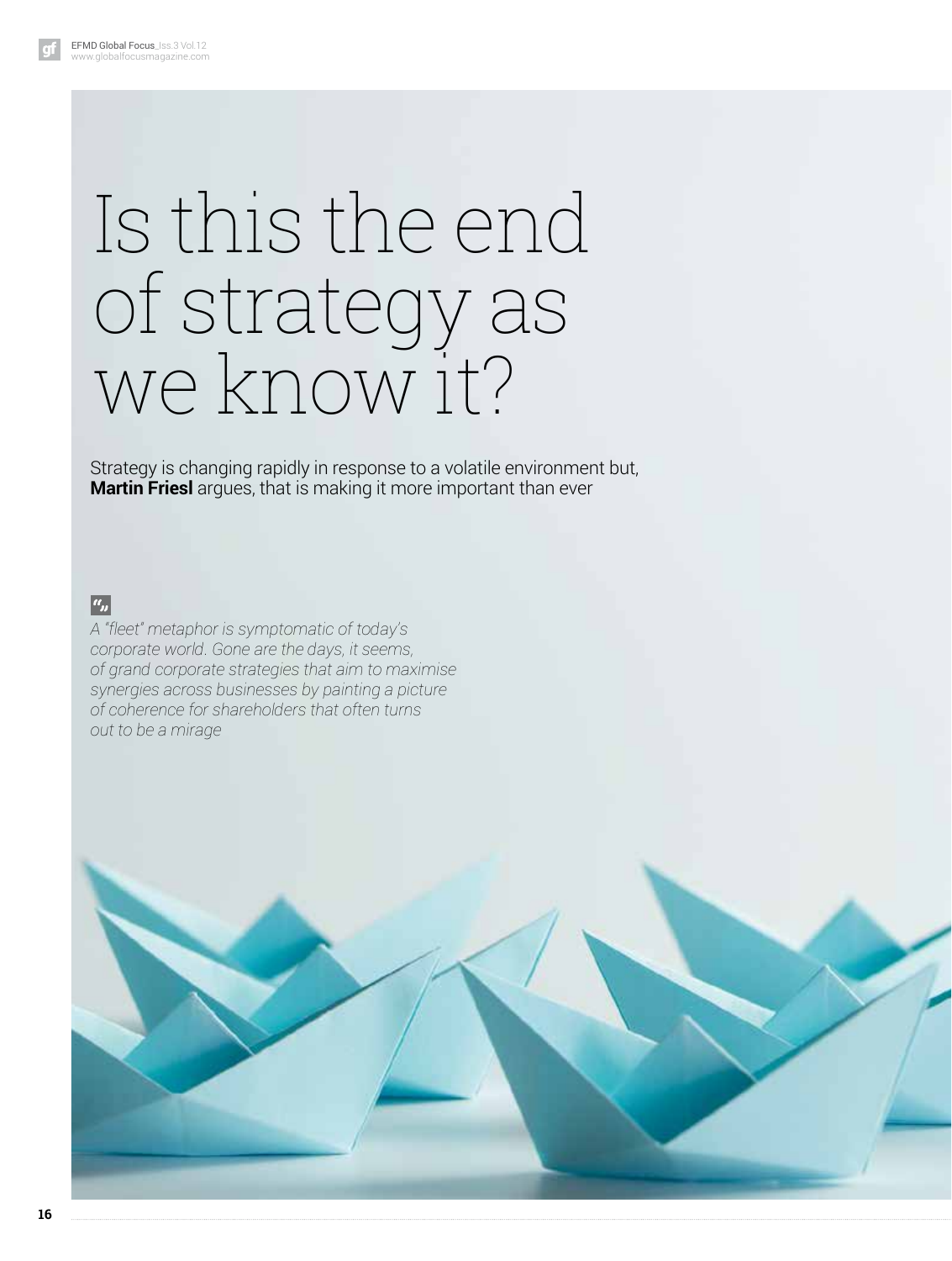# Is this the end of strategy as we know it?

Strategy is changing rapidly in response to a volatile environment but, **Martin Friesl** argues, that is making it more important than ever

> *A "fleet" metaphor is symptomatic of today's corporate world. Gone are the days, it seems, of grand corporate strategies that aim to maximise synergies across businesses by painting a picture of coherence for shareholders that often turns out to be a mirage*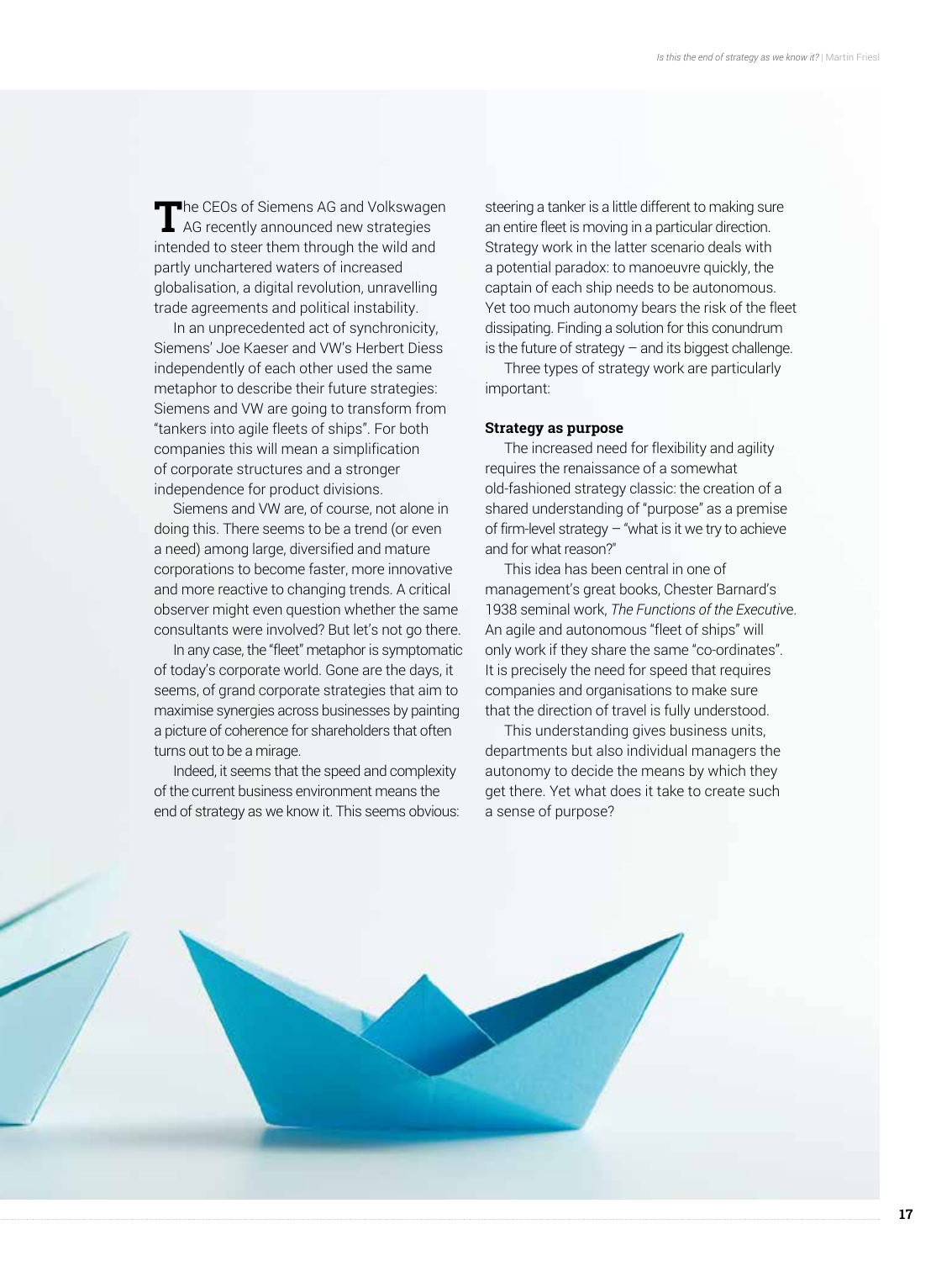The CEOs of Siemens AG and Volkswagen AG recently announced new strategies intended to steer them through the wild and partly unchartered waters of increased globalisation, a digital revolution, unravelling trade agreements and political instability.

In an unprecedented act of synchronicity, Siemens' Joe Kaeser and VW's Herbert Diess independently of each other used the same metaphor to describe their future strategies: Siemens and VW are going to transform from "tankers into agile fleets of ships". For both companies this will mean a simplification of corporate structures and a stronger independence for product divisions.

Siemens and VW are, of course, not alone in doing this. There seems to be a trend (or even a need) among large, diversified and mature corporations to become faster, more innovative and more reactive to changing trends. A critical observer might even question whether the same consultants were involved? But let's not go there.

In any case, the "fleet" metaphor is symptomatic of today's corporate world. Gone are the days, it seems, of grand corporate strategies that aim to maximise synergies across businesses by painting a picture of coherence for shareholders that often turns out to be a mirage.

Indeed, it seems that the speed and complexity of the current business environment means the end of strategy as we know it. This seems obvious: steering a tanker is a little different to making sure an entire fleet is moving in a particular direction. Strategy work in the latter scenario deals with a potential paradox: to manoeuvre quickly, the captain of each ship needs to be autonomous. Yet too much autonomy bears the risk of the fleet dissipating. Finding a solution for this conundrum is the future of strategy – and its biggest challenge.

Three types of strategy work are particularly important:

**Strategy as purpose**

The increased need for flexibility and agility requires the renaissance of a somewhat old-fashioned strategy classic: the creation of a shared understanding of "purpose" as a premise of firm-level strategy – "what is it we try to achieve and for what reason?"

This idea has been central in one of management's great books, Chester Barnard's 1938 seminal work, *The Functions of the Executive*. An agile and autonomous "fleet of ships" will only work if they share the same "co-ordinates". It is precisely the need for speed that requires companies and organisations to make sure that the direction of travel is fully understood.

This understanding gives business units, departments but also individual managers the autonomy to decide the means by which they get there. Yet what does it take to create such a sense of purpose?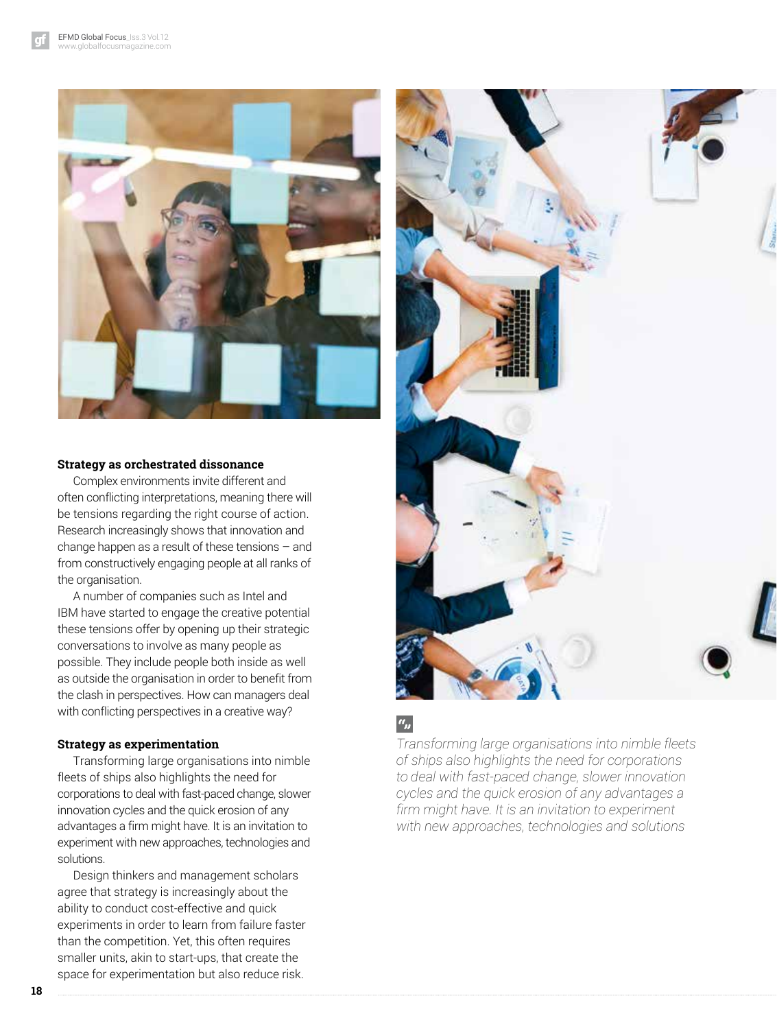### Strategy as orchestrated dissonance

Complex environments invite different and often conflicting interpretations, meaning there will be tensions regarding the right course of action. Research increasingly shows that innovation and change happen as a result of these tensions – and from constructively engaging people at all ranks of the organisation.

A number of companies such as Intel and IBM have started to engage the creative potential these tensions offer by opening up their strategic conversations to involve as many people as possible. They include people both inside as well as outside the organisation in order to benefit from the clash in perspectives. How can managers deal with conflicting perspectives in a creative way?

### Strategy as experimentation

Transforming large organisations into nimble fleets of ships also highlights the need for corporations to deal with fast-paced change, slower innovation cycles and the quick erosion of any advantages a firm might have. It is an invitation to experiment with new approaches, technologies and solutions.

Design thinkers and management scholars agree that strategy is increasingly about the ability to conduct cost-effective and quick experiments in order to learn from failure faster than the competition. Yet, this often requires smaller units, akin to start-ups, that create the space for experimentation but also reduce risk.

> *Transforming large organisations into nimble fleets of ships also highlights the need for corporations to deal with fast-paced change, slower innovation cycles and the quick erosion of any advantages a firm might have. It is an invitation to experiment with new approaches, technologies and solutions*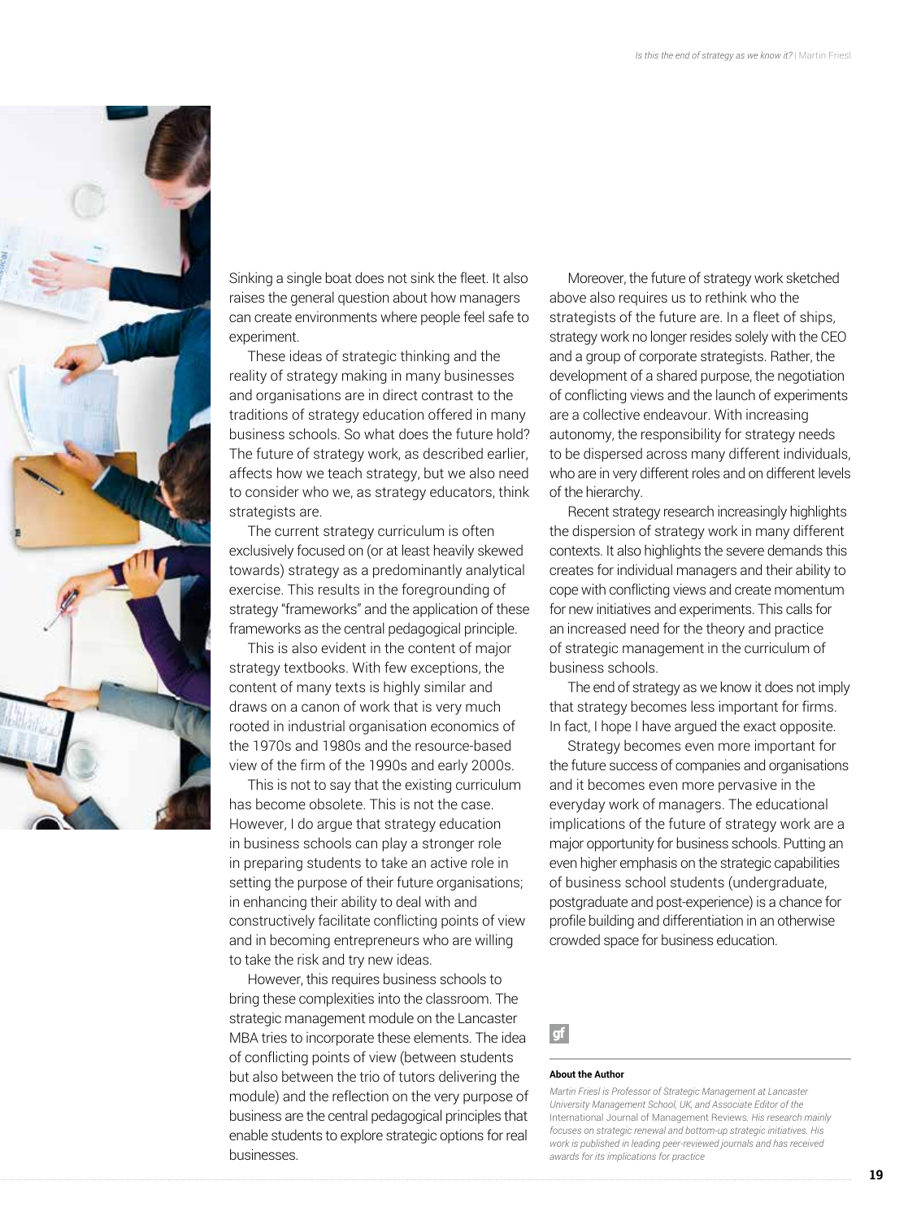Sinking a single boat does not sink the fleet. It also raises the general question about how managers can create environments where people feel safe to experiment.

These ideas of strategic thinking and the reality of strategy making in many businesses and organisations are in direct contrast to the traditions of strategy education offered in many business schools. So what does the future hold? The future of strategy work, as described earlier, affects how we teach strategy, but we also need to consider who we, as strategy educators, think strategists are.

The current strategy curriculum is often exclusively focused on (or at least heavily skewed towards) strategy as a predominantly analytical exercise. This results in the foregrounding of strategy "frameworks" and the application of these frameworks as the central pedagogical principle.

This is also evident in the content of major strategy textbooks. With few exceptions, the content of many texts is highly similar and draws on a canon of work that is very much rooted in industrial organisation economics of the 1970s and 1980s and the resource-based view of the firm of the 1990s and early 2000s.

This is not to say that the existing curriculum has become obsolete. This is not the case. However, I do argue that strategy education in business schools can play a stronger role in preparing students to take an active role in setting the purpose of their future organisations; in enhancing their ability to deal with and constructively facilitate conflicting points of view and in becoming entrepreneurs who are willing to take the risk and try new ideas.

However, this requires business schools to bring these complexities into the classroom. The strategic management module on the Lancaster MBA tries to incorporate these elements. The idea of conflicting points of view (between students but also between the trio of tutors delivering the module) and the reflection on the very purpose of business are the central pedagogical principles that enable students to explore strategic options for real businesses.

Moreover, the future of strategy work sketched above also requires us to rethink who the strategists of the future are. In a fleet of ships, strategy work no longer resides solely with the CEO and a group of corporate strategists. Rather, the development of a shared purpose, the negotiation of conflicting views and the launch of experiments are a collective endeavour. With increasing autonomy, the responsibility for strategy needs to be dispersed across many different individuals, who are in very different roles and on different levels of the hierarchy.

Recent strategy research increasingly highlights the dispersion of strategy work in many different contexts. It also highlights the severe demands this creates for individual managers and their ability to cope with conflicting views and create momentum for new initiatives and experiments. This calls for an increased need for the theory and practice of strategic management in the curriculum of business schools.

The end of strategy as we know it does not imply that strategy becomes less important for firms. In fact, I hope I have argued the exact opposite.

Strategy becomes even more important for the future success of companies and organisations and it becomes even more pervasive in the everyday work of managers. The educational implications of the future of strategy work are a major opportunity for business schools. Putting an even higher emphasis on the strategic capabilities of business school students (undergraduate, postgraduate and post-experience) is a chance for profile building and differentiation in an otherwise crowded space for business education.

**About the Author**

*Martin Friesl is Professor of Strategic Management at Lancaster University Management School, UK, and Associate Editor of the* International Journal of Management Reviews*. His research mainly focuses on strategic renewal and bottom-up strategic initiatives. His work is published in leading peer-reviewed journals and has received awards for its implications for practice*